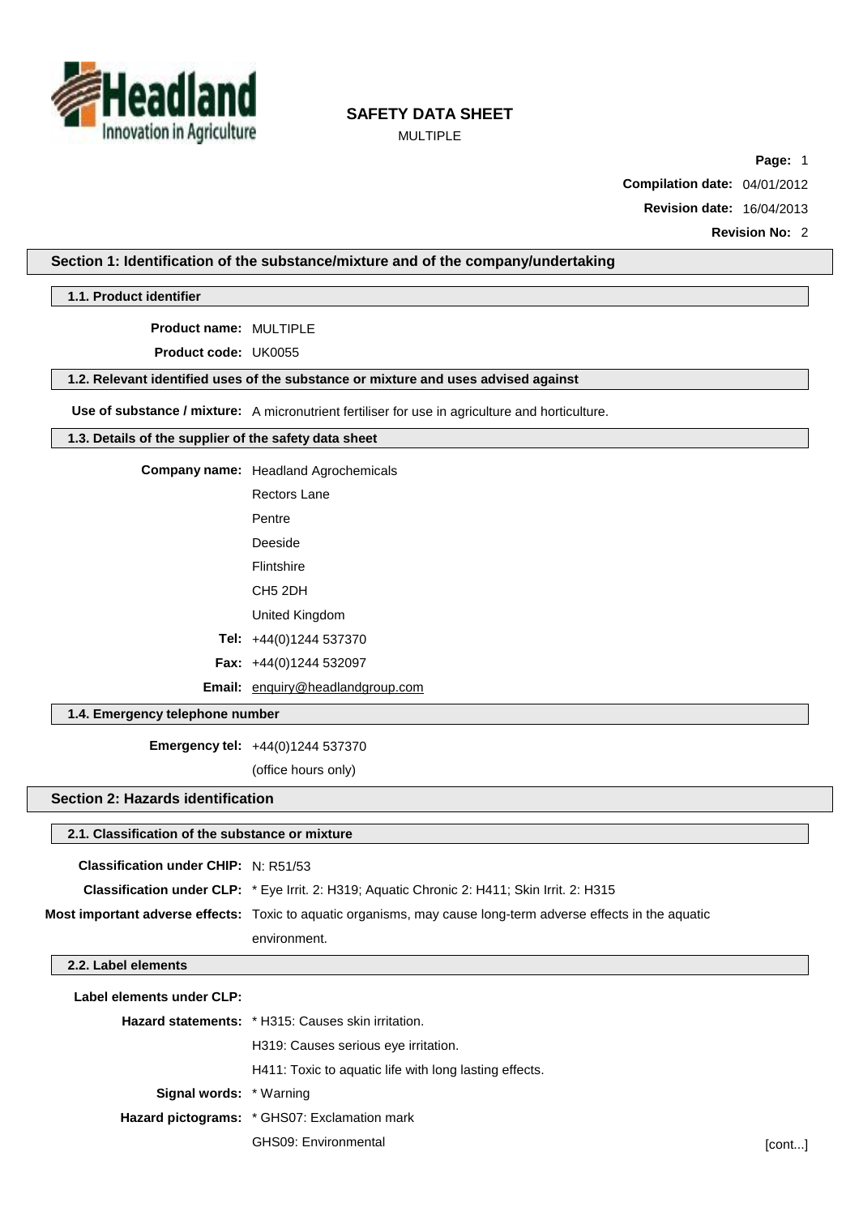# SAFETY DATA SHEET

MULTIPLE

**Compilation date:** 04/01/2012

**Revision date:** 16/04/2013

**Revision No:** 2

## Section 1: Identification of the substance/mixture and of the company/undertaking

### 1.1. Product identifier

**Product name:** MULTIPLE

**Product code:** UK0055

### 1.2. Relevant identified uses of the substance or mixture and uses advised against

**Use of substance / mixture:** A micronutrient fertiliser for use in agriculture and horticulture.

### 1.3. Details of the supplier of the safety data sheet

**Company name:** Headland Agrochemicals

Rectors Lane

Pentre

Deeside

Flintshire

CH5 2DH

United Kingdom

**Tel:** +44(0)1244 537370

**Fax:** +44(0)1244 532097

**Email:** enquiry@headlandgroup.com

### 1.4. Emergency telephone number

**Emergency tel:** +44(0)1244 537370

(office hours only)

## Section 2: Hazards identification

### 2.1. Classification of the substance or mixture

**Classification under CHIP:** N: R51/53

**Classification under CLP:** * Eye Irrit. 2: H319; Aquatic Chronic 2: H411; Skin Irrit. 2: H315

**Most important adverse effects:** Toxic to aquatic organisms, may cause long-term adverse effects in the aquatic environment.

### 2.2. Label elements

**Label elements under CLP:**

**Hazard statements:** * H315: Causes skin irritation.

H319: Causes serious eye irritation.

H411: Toxic to aquatic life with long lasting effects.

**Signal words:** * Warning

**Hazard pictograms:** * GHS07: Exclamation mark

GHS09: Environmental

[cont...]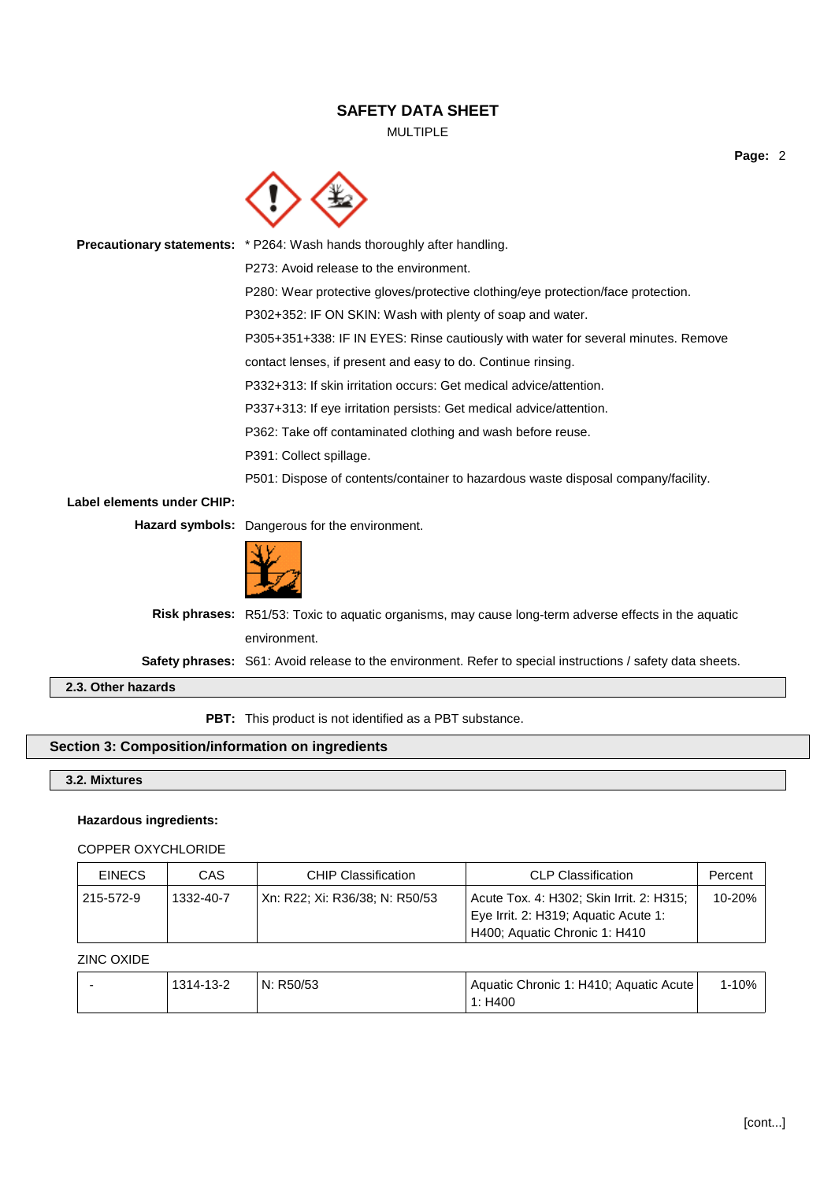**Precautionary statements:** * P264: Wash hands thoroughly after handling.

P273: Avoid release to the environment.

P280: Wear protective gloves/protective clothing/eye protection/face protection.

P302+352: IF ON SKIN: Wash with plenty of soap and water.

P305+351+338: IF IN EYES: Rinse cautiously with water for several minutes. Remove contact lenses, if present and easy to do. Continue rinsing.

P332+313: If skin irritation occurs: Get medical advice/attention.

P337+313: If eye irritation persists: Get medical advice/attention.

P362: Take off contaminated clothing and wash before reuse.

P391: Collect spillage.

P501: Dispose of contents/container to hazardous waste disposal company/facility.

**Label elements under CHIP:**

**Hazard symbols:** Dangerous for the environment.

**Risk phrases:** R51/53: Toxic to aquatic organisms, may cause long-term adverse effects in the aquatic environment.

**Safety phrases:** S61: Avoid release to the environment. Refer to special instructions / safety data sheets.

### 2.3. Other hazards

**PBT:** This product is not identified as a PBT substance.

## Section 3: Composition/information on ingredients

### 3.2. Mixtures

**Hazardous ingredients:**

COPPER OXYCHLORIDE

| EINECS | CAS | CHIP Classification | CLP Classification | Percent |
|---|---|---|---|---|
| 215-572-9 | 1332-40-7 | Xn: R22; Xi: R36/38; N: R50/53 | Acute Tox. 4: H302; Skin Irrit. 2: H315; Eye Irrit. 2: H319; Aquatic Acute 1: H400; Aquatic Chronic 1: H410 | 10-20% |

ZINC OXIDE

| EINECS | CAS | CHIP Classification | CLP Classification | Percent |
|---|---|---|---|---|
| - | 1314-13-2 | N: R50/53 | Aquatic Chronic 1: H410; Aquatic Acute 1: H400 | 1-10% |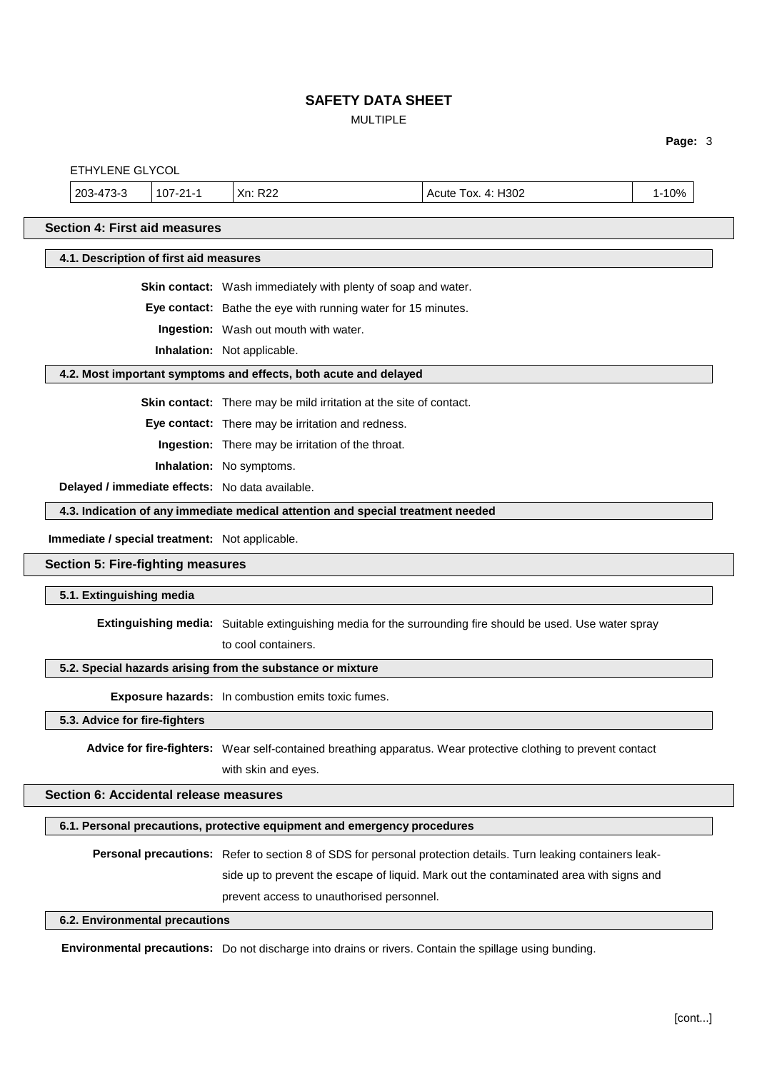ETHYLENE GLYCOL

| 203-473-3 | 107-21-1 | Xn: R22 | Acute Tox. 4: H302 | 1-10% |
|---|---|---|---|---|

## Section 4: First aid measures

### 4.1. Description of first aid measures

**Skin contact:** Wash immediately with plenty of soap and water.

**Eye contact:** Bathe the eye with running water for 15 minutes.

**Ingestion:** Wash out mouth with water.

**Inhalation:** Not applicable.

### 4.2. Most important symptoms and effects, both acute and delayed

**Skin contact:** There may be mild irritation at the site of contact.

**Eye contact:** There may be irritation and redness.

**Ingestion:** There may be irritation of the throat.

**Inhalation:** No symptoms.

**Delayed / immediate effects:** No data available.

### 4.3. Indication of any immediate medical attention and special treatment needed

**Immediate / special treatment:** Not applicable.

## Section 5: Fire-fighting measures

### 5.1. Extinguishing media

**Extinguishing media:** Suitable extinguishing media for the surrounding fire should be used. Use water spray to cool containers.

### 5.2. Special hazards arising from the substance or mixture

**Exposure hazards:** In combustion emits toxic fumes.

### 5.3. Advice for fire-fighters

**Advice for fire-fighters:** Wear self-contained breathing apparatus. Wear protective clothing to prevent contact with skin and eyes.

## Section 6: Accidental release measures

### 6.1. Personal precautions, protective equipment and emergency procedures

**Personal precautions:** Refer to section 8 of SDS for personal protection details. Turn leaking containers leak-side up to prevent the escape of liquid. Mark out the contaminated area with signs and prevent access to unauthorised personnel.

### 6.2. Environmental precautions

**Environmental precautions:** Do not discharge into drains or rivers. Contain the spillage using bunding.

[cont...]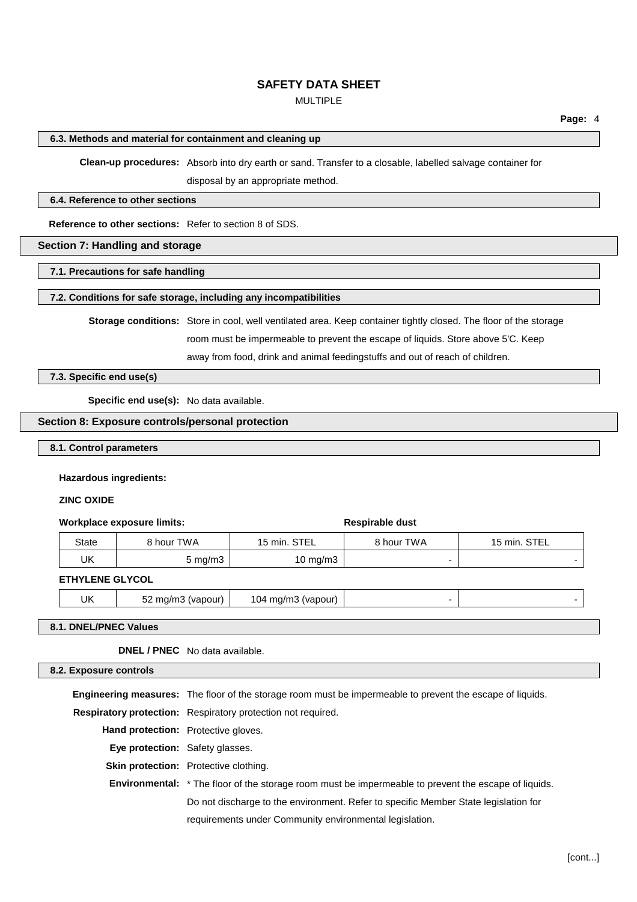### 6.3. Methods and material for containment and cleaning up

**Clean-up procedures:** Absorb into dry earth or sand. Transfer to a closable, labelled salvage container for disposal by an appropriate method.

### 6.4. Reference to other sections

**Reference to other sections:** Refer to section 8 of SDS.

## Section 7: Handling and storage

### 7.1. Precautions for safe handling

### 7.2. Conditions for safe storage, including any incompatibilities

**Storage conditions:** Store in cool, well ventilated area. Keep container tightly closed. The floor of the storage room must be impermeable to prevent the escape of liquids. Store above 5'C. Keep away from food, drink and animal feedingstuffs and out of reach of children.

### 7.3. Specific end use(s)

**Specific end use(s):** No data available.

## Section 8: Exposure controls/personal protection

### 8.1. Control parameters

**Hazardous ingredients:**

**ZINC OXIDE**

| Workplace exposure limits: | | | Respirable dust | |
|---|---|---|---|---|
| State | 8 hour TWA | 15 min. STEL | 8 hour TWA | 15 min. STEL |
| UK | 5 mg/m3 | 10 mg/m3 | - | - |
| **ETHYLENE GLYCOL** | | | | |
| UK | 52 mg/m3 (vapour) | 104 mg/m3 (vapour) | - | - |

### 8.1. DNEL/PNEC Values

**DNEL / PNEC** No data available.

### 8.2. Exposure controls

**Engineering measures:** The floor of the storage room must be impermeable to prevent the escape of liquids.

**Respiratory protection:** Respiratory protection not required.

**Hand protection:** Protective gloves.

**Eye protection:** Safety glasses.

**Skin protection:** Protective clothing.

**Environmental:** * The floor of the storage room must be impermeable to prevent the escape of liquids. Do not discharge to the environment. Refer to specific Member State legislation for requirements under Community environmental legislation.

[cont...]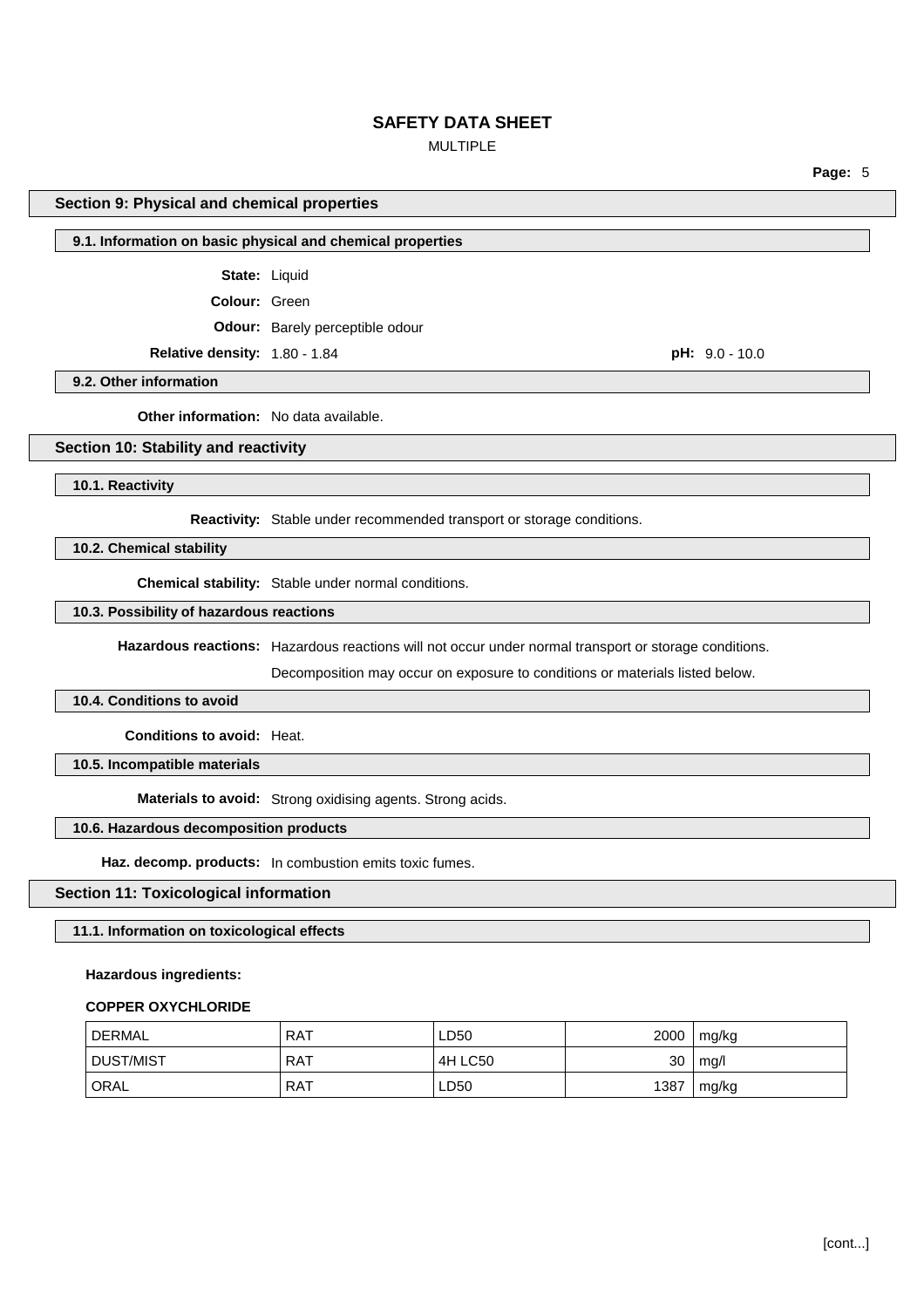## Section 9: Physical and chemical properties

### 9.1. Information on basic physical and chemical properties

**State:** Liquid

**Colour:** Green

**Odour:** Barely perceptible odour

**Relative density:** 1.80 - 1.84

**pH:** 9.0 - 10.0

### 9.2. Other information

**Other information:** No data available.

## Section 10: Stability and reactivity

### 10.1. Reactivity

**Reactivity:** Stable under recommended transport or storage conditions.

### 10.2. Chemical stability

**Chemical stability:** Stable under normal conditions.

### 10.3. Possibility of hazardous reactions

**Hazardous reactions:** Hazardous reactions will not occur under normal transport or storage conditions.

Decomposition may occur on exposure to conditions or materials listed below.

### 10.4. Conditions to avoid

**Conditions to avoid:** Heat.

### 10.5. Incompatible materials

**Materials to avoid:** Strong oxidising agents. Strong acids.

### 10.6. Hazardous decomposition products

**Haz. decomp. products:** In combustion emits toxic fumes.

## Section 11: Toxicological information

### 11.1. Information on toxicological effects

**Hazardous ingredients:**

**COPPER OXYCHLORIDE**

| | | | | |
|---|---|---|---|---|
| DERMAL | RAT | LD50 | 2000 | mg/kg |
| DUST/MIST | RAT | 4H LC50 | 30 | mg/l |
| ORAL | RAT | LD50 | 1387 | mg/kg |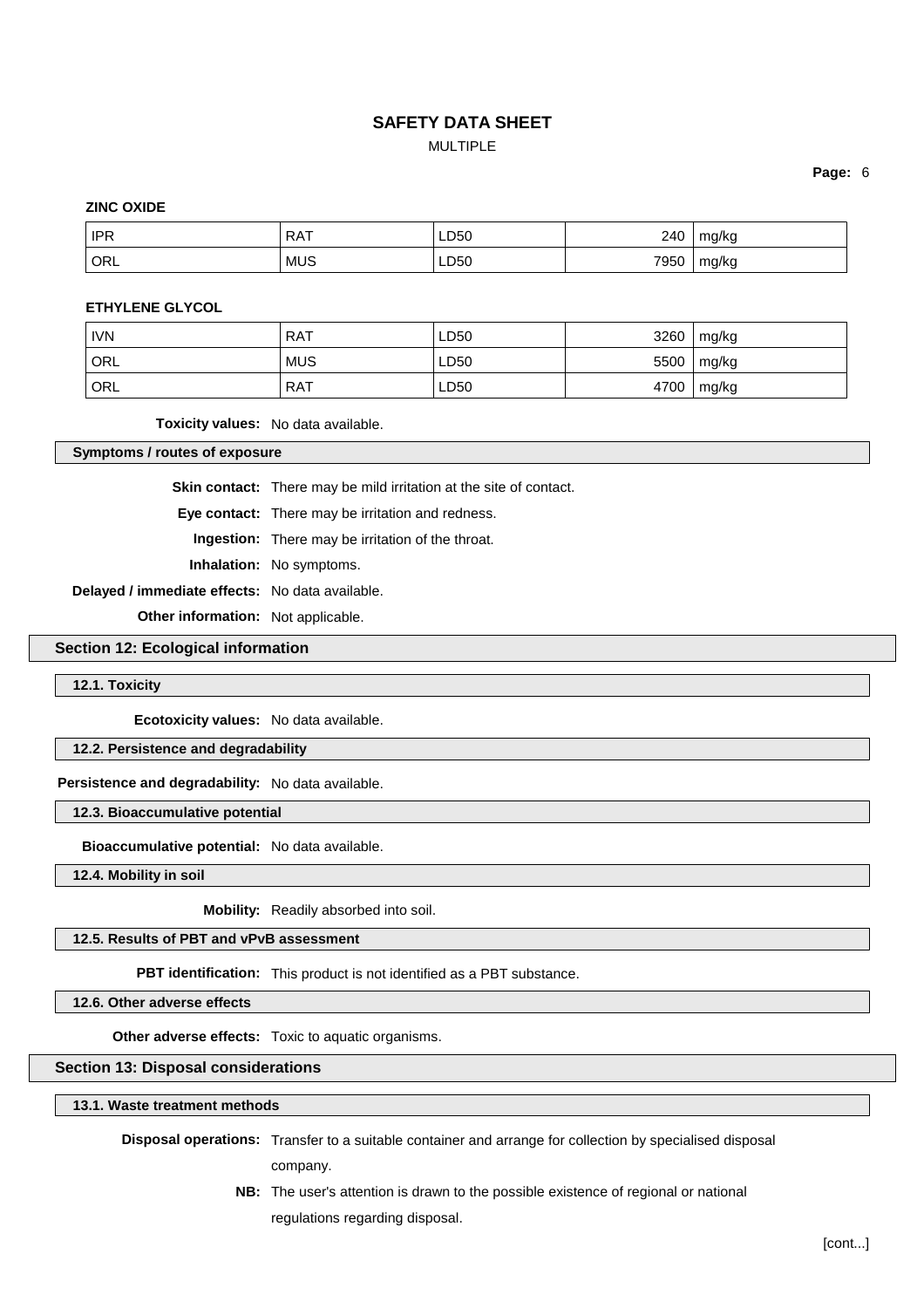**ZINC OXIDE**

| IPR | RAT | LD50 | 240 | mg/kg |
|---|---|---|---|---|
| ORL | MUS | LD50 | 7950 | mg/kg |

**ETHYLENE GLYCOL**

| IVN | RAT | LD50 | 3260 | mg/kg |
|---|---|---|---|---|
| ORL | MUS | LD50 | 5500 | mg/kg |
| ORL | RAT | LD50 | 4700 | mg/kg |

**Toxicity values:** No data available.

### Symptoms / routes of exposure

**Skin contact:** There may be mild irritation at the site of contact.

**Eye contact:** There may be irritation and redness.

**Ingestion:** There may be irritation of the throat.

**Inhalation:** No symptoms.

**Delayed / immediate effects:** No data available.

**Other information:** Not applicable.

## Section 12: Ecological information

### 12.1. Toxicity

**Ecotoxicity values:** No data available.

### 12.2. Persistence and degradability

**Persistence and degradability:** No data available.

### 12.3. Bioaccumulative potential

**Bioaccumulative potential:** No data available.

### 12.4. Mobility in soil

**Mobility:** Readily absorbed into soil.

### 12.5. Results of PBT and vPvB assessment

**PBT identification:** This product is not identified as a PBT substance.

### 12.6. Other adverse effects

**Other adverse effects:** Toxic to aquatic organisms.

## Section 13: Disposal considerations

### 13.1. Waste treatment methods

**Disposal operations:** Transfer to a suitable container and arrange for collection by specialised disposal company.

**NB:** The user's attention is drawn to the possible existence of regional or national regulations regarding disposal.

[cont...]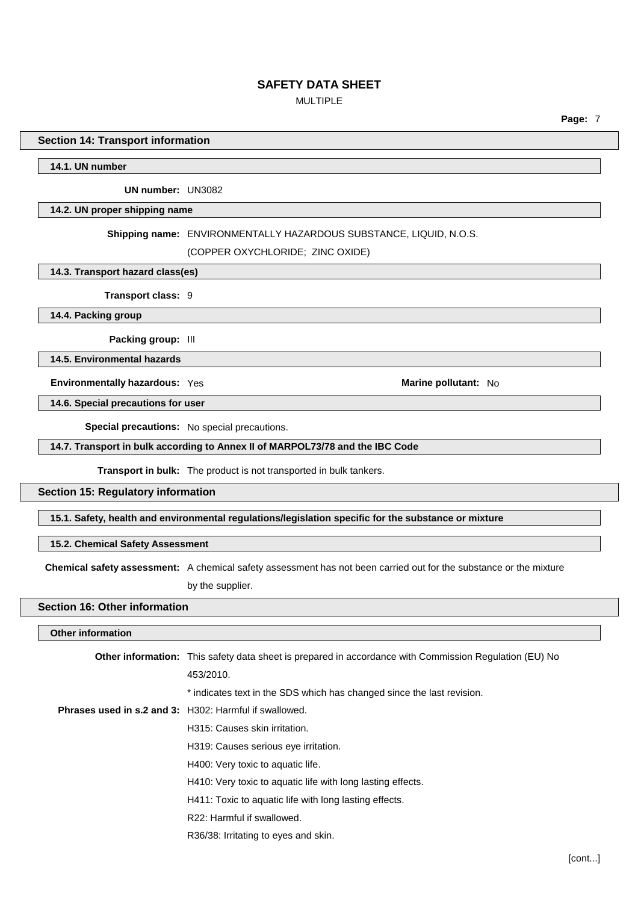## Section 14: Transport information

### 14.1. UN number

**UN number:** UN3082

### 14.2. UN proper shipping name

**Shipping name:** ENVIRONMENTALLY HAZARDOUS SUBSTANCE, LIQUID, N.O.S. (COPPER OXYCHLORIDE; ZINC OXIDE)

### 14.3. Transport hazard class(es)

**Transport class:** 9

### 14.4. Packing group

**Packing group:** III

### 14.5. Environmental hazards

**Environmentally hazardous:** Yes

**Marine pollutant:** No

### 14.6. Special precautions for user

**Special precautions:** No special precautions.

### 14.7. Transport in bulk according to Annex II of MARPOL73/78 and the IBC Code

**Transport in bulk:** The product is not transported in bulk tankers.

## Section 15: Regulatory information

### 15.1. Safety, health and environmental regulations/legislation specific for the substance or mixture

### 15.2. Chemical Safety Assessment

**Chemical safety assessment:** A chemical safety assessment has not been carried out for the substance or the mixture by the supplier.

## Section 16: Other information

### Other information

**Other information:** This safety data sheet is prepared in accordance with Commission Regulation (EU) No 453/2010.

* indicates text in the SDS which has changed since the last revision.

**Phrases used in s.2 and 3:**

H302: Harmful if swallowed.

H315: Causes skin irritation.

H319: Causes serious eye irritation.

H400: Very toxic to aquatic life.

H410: Very toxic to aquatic life with long lasting effects.

H411: Toxic to aquatic life with long lasting effects.

R22: Harmful if swallowed.

R36/38: Irritating to eyes and skin.

[cont...]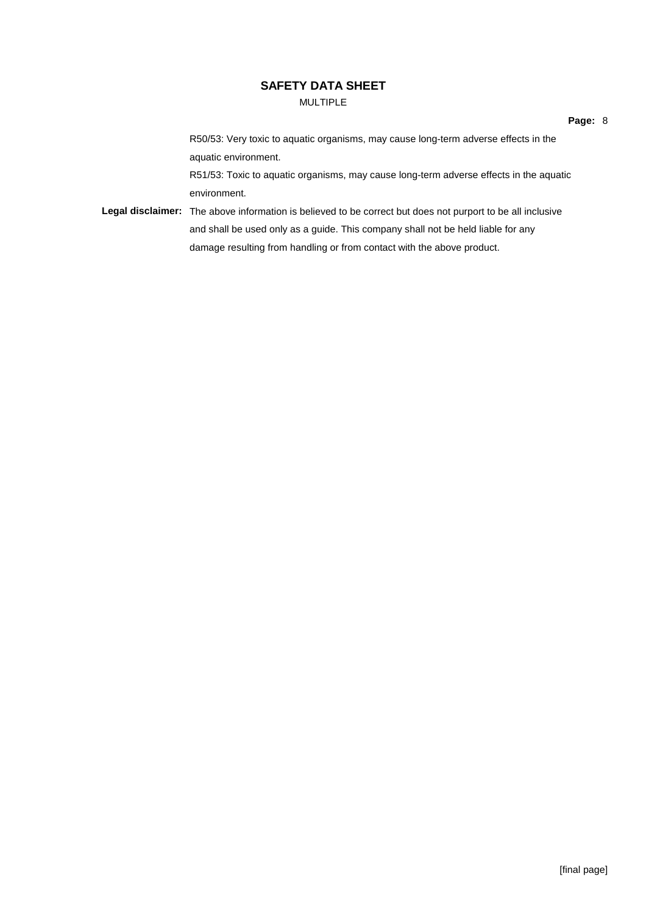R50/53: Very toxic to aquatic organisms, may cause long-term adverse effects in the aquatic environment.

R51/53: Toxic to aquatic organisms, may cause long-term adverse effects in the aquatic environment.

**Legal disclaimer:** The above information is believed to be correct but does not purport to be all inclusive and shall be used only as a guide. This company shall not be held liable for any damage resulting from handling or from contact with the above product.

[final page]